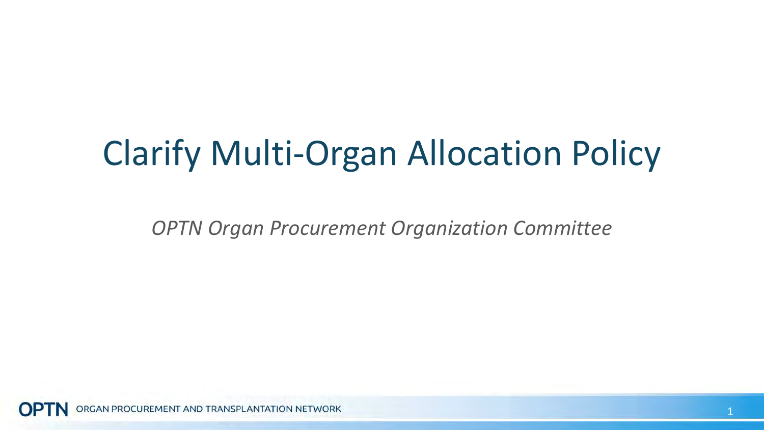# Clarify Multi-Organ Allocation Policy

*OPTN Organ Procurement Organization Committee*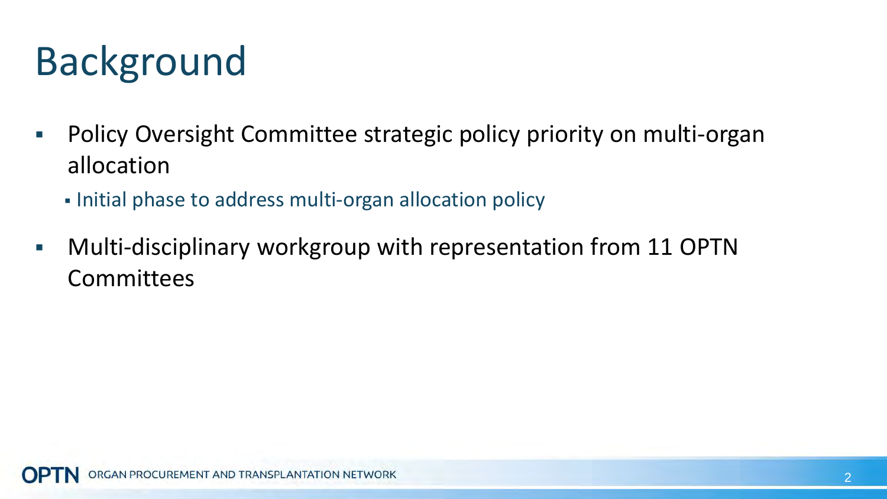# Background

- Policy Oversight Committee strategic policy priority on multi-organ allocation
  - Initial phase to address multi-organ allocation policy
- Multi-disciplinary workgroup with representation from 11 OPTN Committees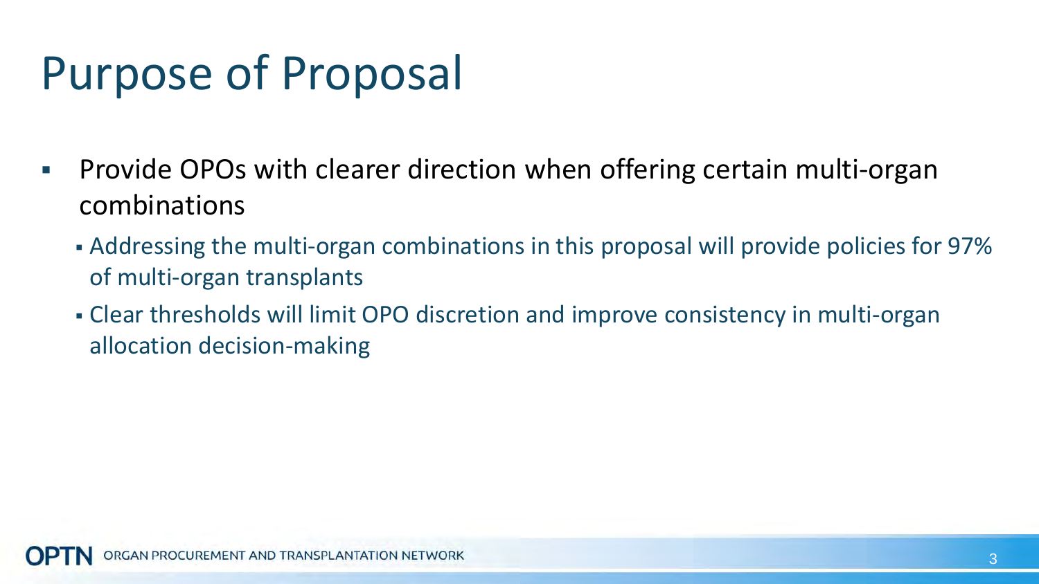# Purpose of Proposal

- Provide OPOs with clearer direction when offering certain multi-organ combinations
  - Addressing the multi-organ combinations in this proposal will provide policies for 97% of multi-organ transplants
  - Clear thresholds will limit OPO discretion and improve consistency in multi-organ allocation decision-making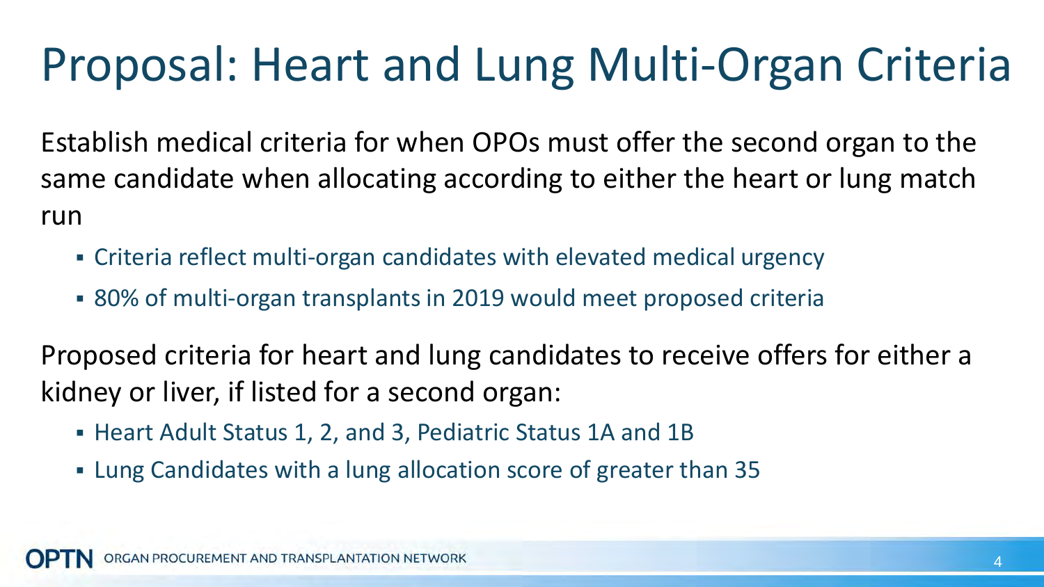# Proposal: Heart and Lung Multi-Organ Criteria

Establish medical criteria for when OPOs must offer the second organ to the same candidate when allocating according to either the heart or lung match run

- Criteria reflect multi-organ candidates with elevated medical urgency
- 80% of multi-organ transplants in 2019 would meet proposed criteria

Proposed criteria for heart and lung candidates to receive offers for either a kidney or liver, if listed for a second organ:

- Heart Adult Status 1, 2, and 3, Pediatric Status 1A and 1B
- Lung Candidates with a lung allocation score of greater than 35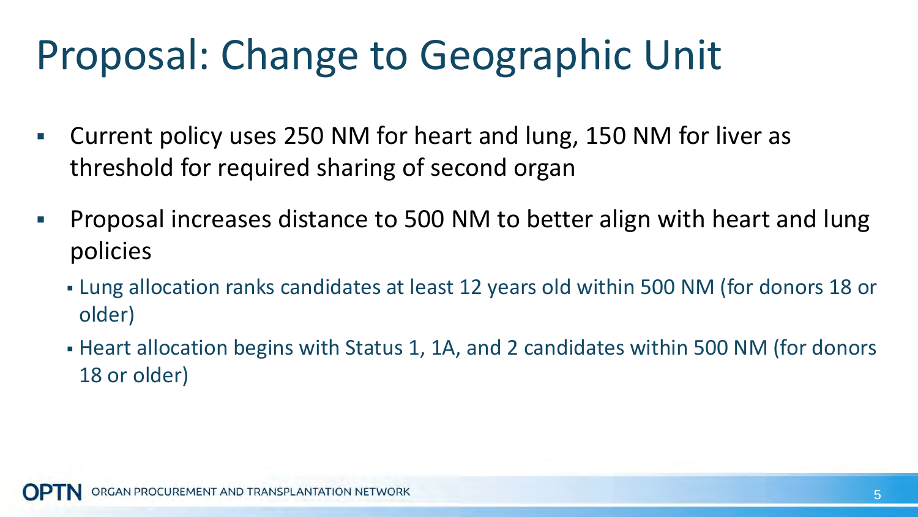# Proposal: Change to Geographic Unit

- Current policy uses 250 NM for heart and lung, 150 NM for liver as threshold for required sharing of second organ
- Proposal increases distance to 500 NM to better align with heart and lung policies
  - Lung allocation ranks candidates at least 12 years old within 500 NM (for donors 18 or older)
  - Heart allocation begins with Status 1, 1A, and 2 candidates within 500 NM (for donors 18 or older)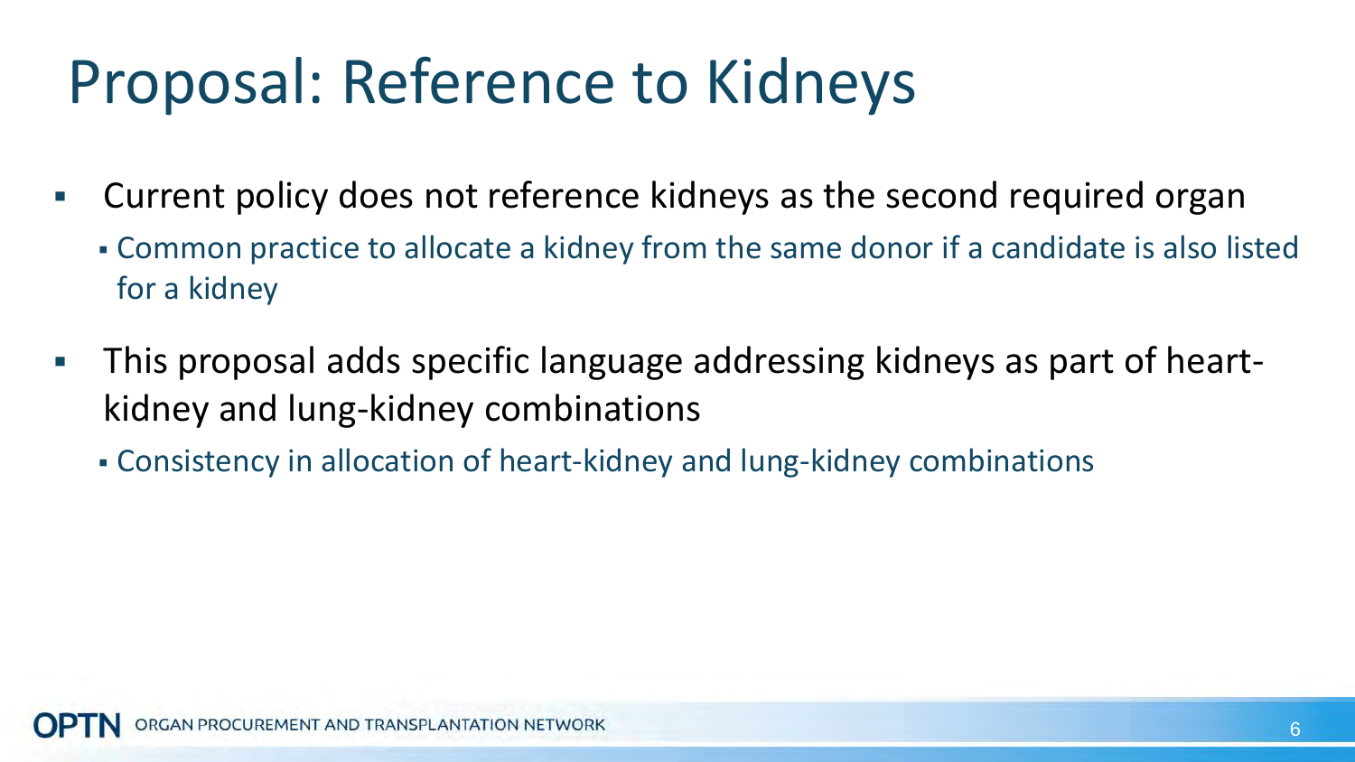# Proposal: Reference to Kidneys

- Current policy does not reference kidneys as the second required organ
  - Common practice to allocate a kidney from the same donor if a candidate is also listed for a kidney
- This proposal adds specific language addressing kidneys as part of heart-kidney and lung-kidney combinations
  - Consistency in allocation of heart-kidney and lung-kidney combinations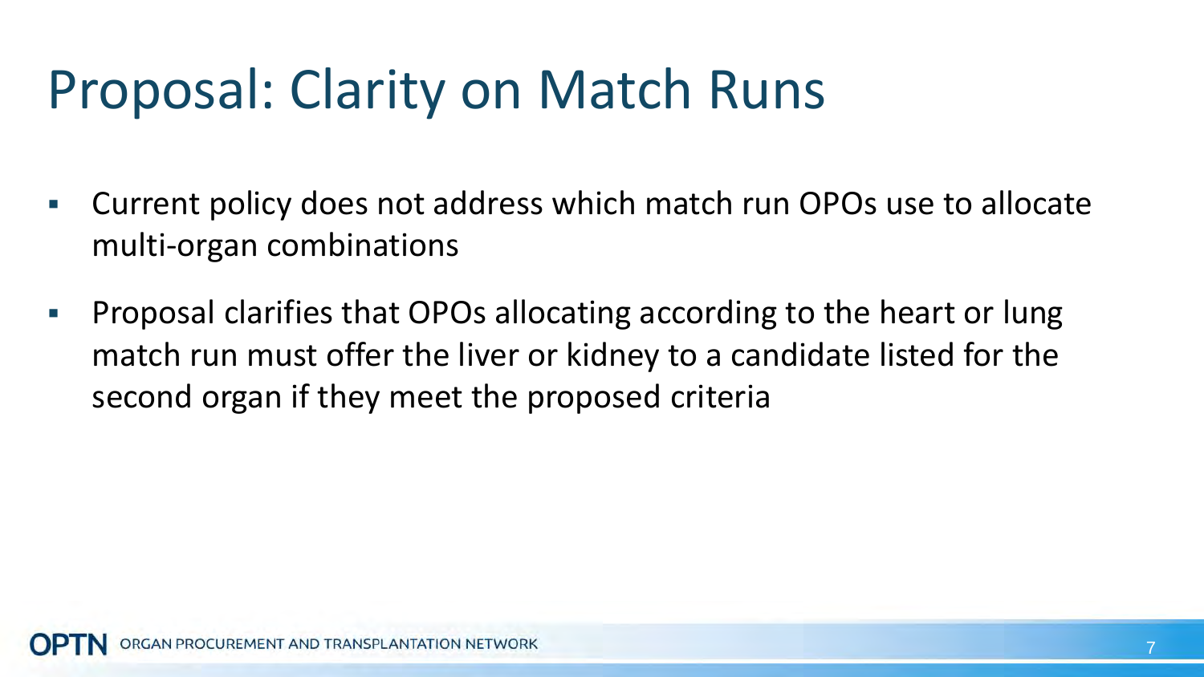# Proposal: Clarity on Match Runs

- Current policy does not address which match run OPOs use to allocate multi-organ combinations
- Proposal clarifies that OPOs allocating according to the heart or lung match run must offer the liver or kidney to a candidate listed for the second organ if they meet the proposed criteria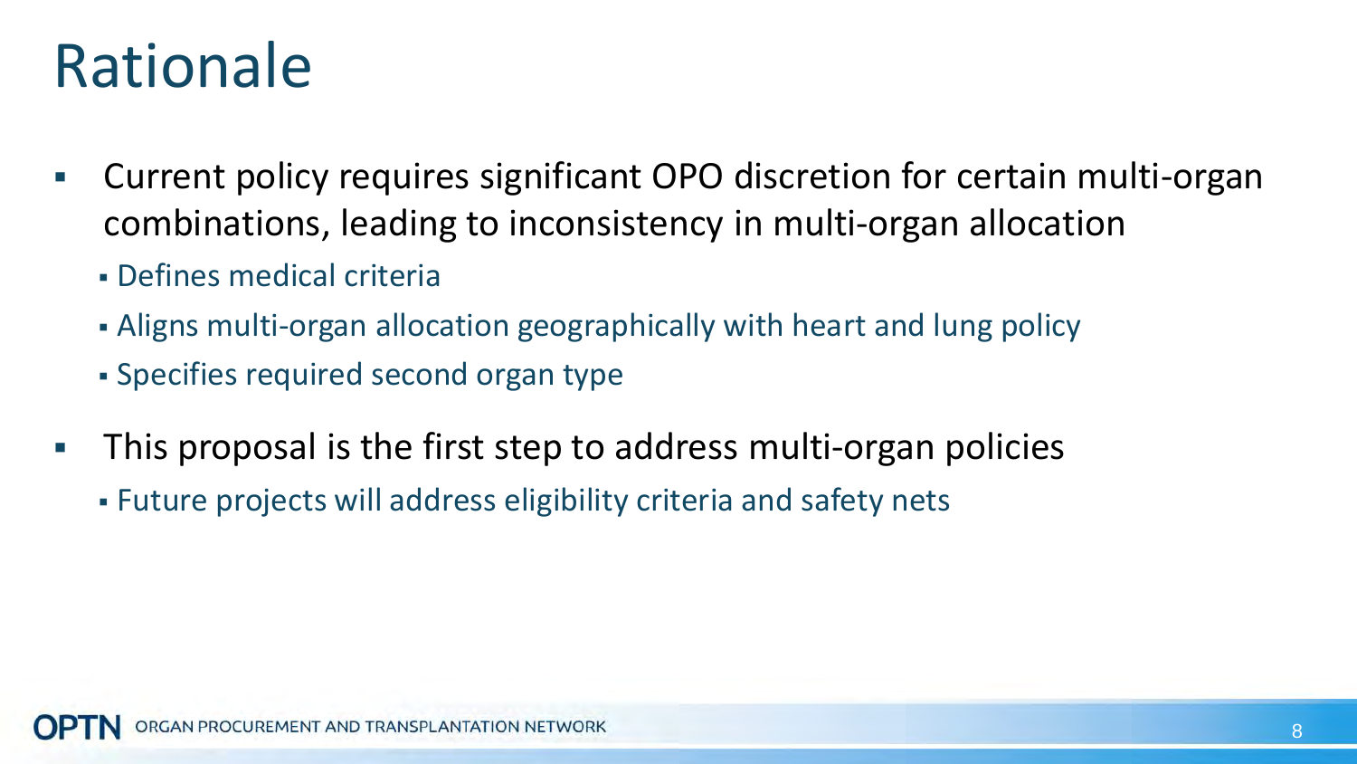# Rationale

- Current policy requires significant OPO discretion for certain multi-organ combinations, leading to inconsistency in multi-organ allocation
  - Defines medical criteria
  - Aligns multi-organ allocation geographically with heart and lung policy
  - Specifies required second organ type
- This proposal is the first step to address multi-organ policies
  - Future projects will address eligibility criteria and safety nets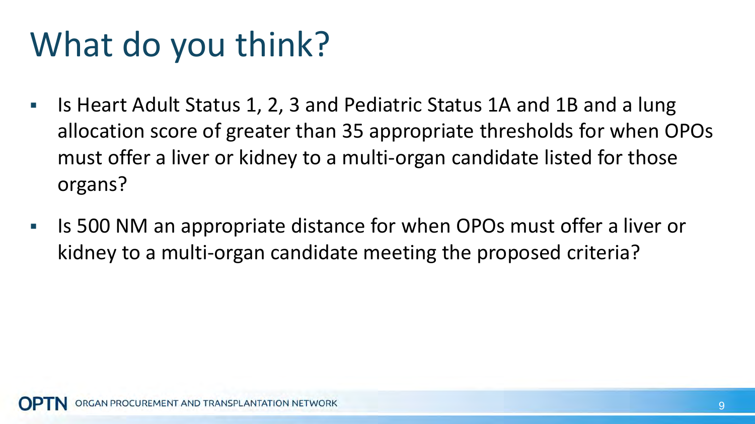# What do you think?

- Is Heart Adult Status 1, 2, 3 and Pediatric Status 1A and 1B and a lung allocation score of greater than 35 appropriate thresholds for when OPOs must offer a liver or kidney to a multi-organ candidate listed for those organs?
- Is 500 NM an appropriate distance for when OPOs must offer a liver or kidney to a multi-organ candidate meeting the proposed criteria?